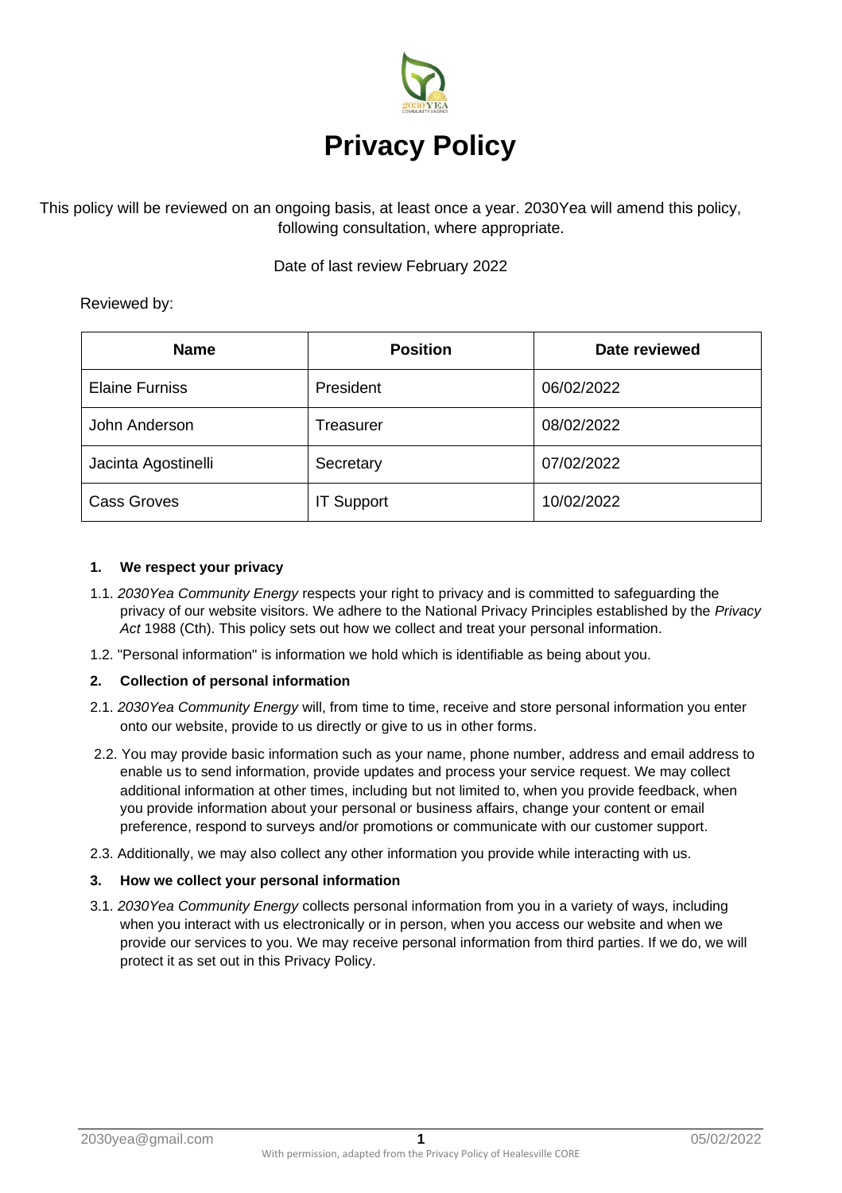# Privacy Policy

This policy will be reviewed on an ongoing basis, at least once a year. 2030Yea will amend this policy, following consultation, where appropriate.

Date of last review February 2022

Reviewed by:

| Name | Position | Date reviewed |
|---|---|---|
| Elaine Furniss | President | 06/02/2022 |
| John Anderson | Treasurer | 08/02/2022 |
| Jacinta Agostinelli | Secretary | 07/02/2022 |
| Cass Groves | IT Support | 10/02/2022 |

**1. We respect your privacy**

1.1. *2030Yea Community Energy* respects your right to privacy and is committed to safeguarding the privacy of our website visitors. We adhere to the National Privacy Principles established by the *Privacy Act* 1988 (Cth). This policy sets out how we collect and treat your personal information.

1.2. "Personal information" is information we hold which is identifiable as being about you.

**2. Collection of personal information**

2.1. *2030Yea Community Energy* will, from time to time, receive and store personal information you enter onto our website, provide to us directly or give to us in other forms.

2.2. You may provide basic information such as your name, phone number, address and email address to enable us to send information, provide updates and process your service request. We may collect additional information at other times, including but not limited to, when you provide feedback, when you provide information about your personal or business affairs, change your content or email preference, respond to surveys and/or promotions or communicate with our customer support.

2.3. Additionally, we may also collect any other information you provide while interacting with us.

**3. How we collect your personal information**

3.1. *2030Yea Community Energy* collects personal information from you in a variety of ways, including when you interact with us electronically or in person, when you access our website and when we provide our services to you. We may receive personal information from third parties. If we do, we will protect it as set out in this Privacy Policy.

With permission, adapted from the Privacy Policy of Healesville CORE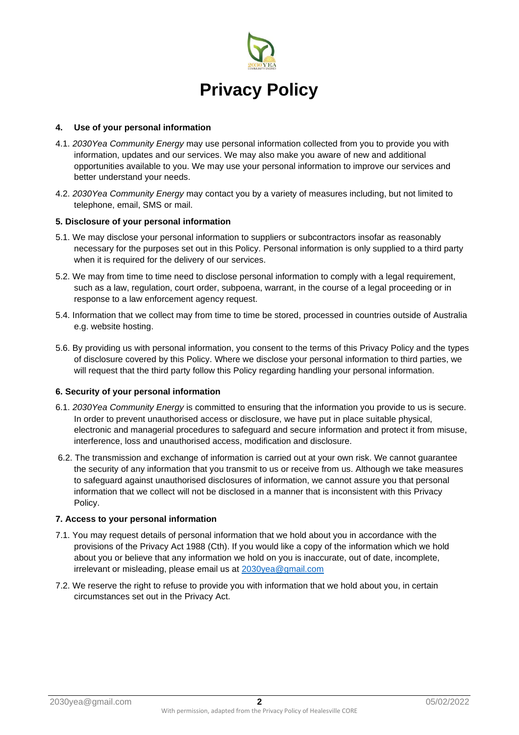# Privacy Policy

### 4. Use of your personal information

4.1. *2030Yea Community Energy* may use personal information collected from you to provide you with information, updates and our services. We may also make you aware of new and additional opportunities available to you. We may use your personal information to improve our services and better understand your needs.

4.2. *2030Yea Community Energy* may contact you by a variety of measures including, but not limited to telephone, email, SMS or mail.

### 5. Disclosure of your personal information

5.1. We may disclose your personal information to suppliers or subcontractors insofar as reasonably necessary for the purposes set out in this Policy. Personal information is only supplied to a third party when it is required for the delivery of our services.

5.2. We may from time to time need to disclose personal information to comply with a legal requirement, such as a law, regulation, court order, subpoena, warrant, in the course of a legal proceeding or in response to a law enforcement agency request.

5.4. Information that we collect may from time to time be stored, processed in countries outside of Australia e.g. website hosting.

5.6. By providing us with personal information, you consent to the terms of this Privacy Policy and the types of disclosure covered by this Policy. Where we disclose your personal information to third parties, we will request that the third party follow this Policy regarding handling your personal information.

### 6. Security of your personal information

6.1. *2030Yea Community Energy* is committed to ensuring that the information you provide to us is secure. In order to prevent unauthorised access or disclosure, we have put in place suitable physical, electronic and managerial procedures to safeguard and secure information and protect it from misuse, interference, loss and unauthorised access, modification and disclosure.

6.2. The transmission and exchange of information is carried out at your own risk. We cannot guarantee the security of any information that you transmit to us or receive from us. Although we take measures to safeguard against unauthorised disclosures of information, we cannot assure you that personal information that we collect will not be disclosed in a manner that is inconsistent with this Privacy Policy.

### 7. Access to your personal information

7.1. You may request details of personal information that we hold about you in accordance with the provisions of the Privacy Act 1988 (Cth). If you would like a copy of the information which we hold about you or believe that any information we hold on you is inaccurate, out of date, incomplete, irrelevant or misleading, please email us at 2030yea@gmail.com

7.2. We reserve the right to refuse to provide you with information that we hold about you, in certain circumstances set out in the Privacy Act.

With permission, adapted from the Privacy Policy of Healesville CORE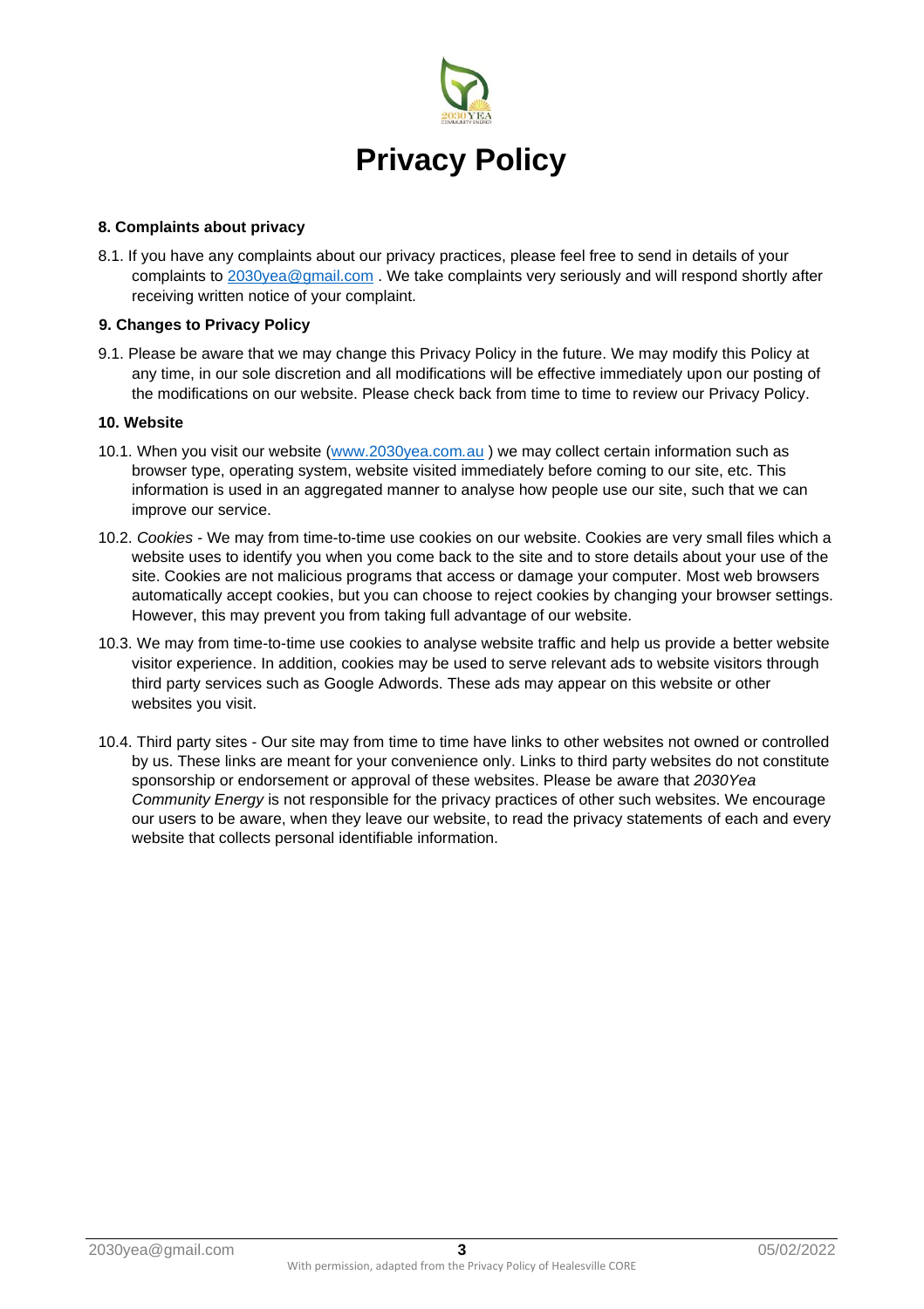# Privacy Policy

### 8. Complaints about privacy

8.1. If you have any complaints about our privacy practices, please feel free to send in details of your complaints to 2030yea@gmail.com . We take complaints very seriously and will respond shortly after receiving written notice of your complaint.

### 9. Changes to Privacy Policy

9.1. Please be aware that we may change this Privacy Policy in the future. We may modify this Policy at any time, in our sole discretion and all modifications will be effective immediately upon our posting of the modifications on our website. Please check back from time to time to review our Privacy Policy.

### 10. Website

10.1. When you visit our website (www.2030yea.com.au ) we may collect certain information such as browser type, operating system, website visited immediately before coming to our site, etc. This information is used in an aggregated manner to analyse how people use our site, such that we can improve our service.

10.2. *Cookies* - We may from time-to-time use cookies on our website. Cookies are very small files which a website uses to identify you when you come back to the site and to store details about your use of the site. Cookies are not malicious programs that access or damage your computer. Most web browsers automatically accept cookies, but you can choose to reject cookies by changing your browser settings. However, this may prevent you from taking full advantage of our website.

10.3. We may from time-to-time use cookies to analyse website traffic and help us provide a better website visitor experience. In addition, cookies may be used to serve relevant ads to website visitors through third party services such as Google Adwords. These ads may appear on this website or other websites you visit.

10.4. Third party sites - Our site may from time to time have links to other websites not owned or controlled by us. These links are meant for your convenience only. Links to third party websites do not constitute sponsorship or endorsement or approval of these websites. Please be aware that *2030Yea Community Energy* is not responsible for the privacy practices of other such websites. We encourage our users to be aware, when they leave our website, to read the privacy statements of each and every website that collects personal identifiable information.

With permission, adapted from the Privacy Policy of Healesville CORE